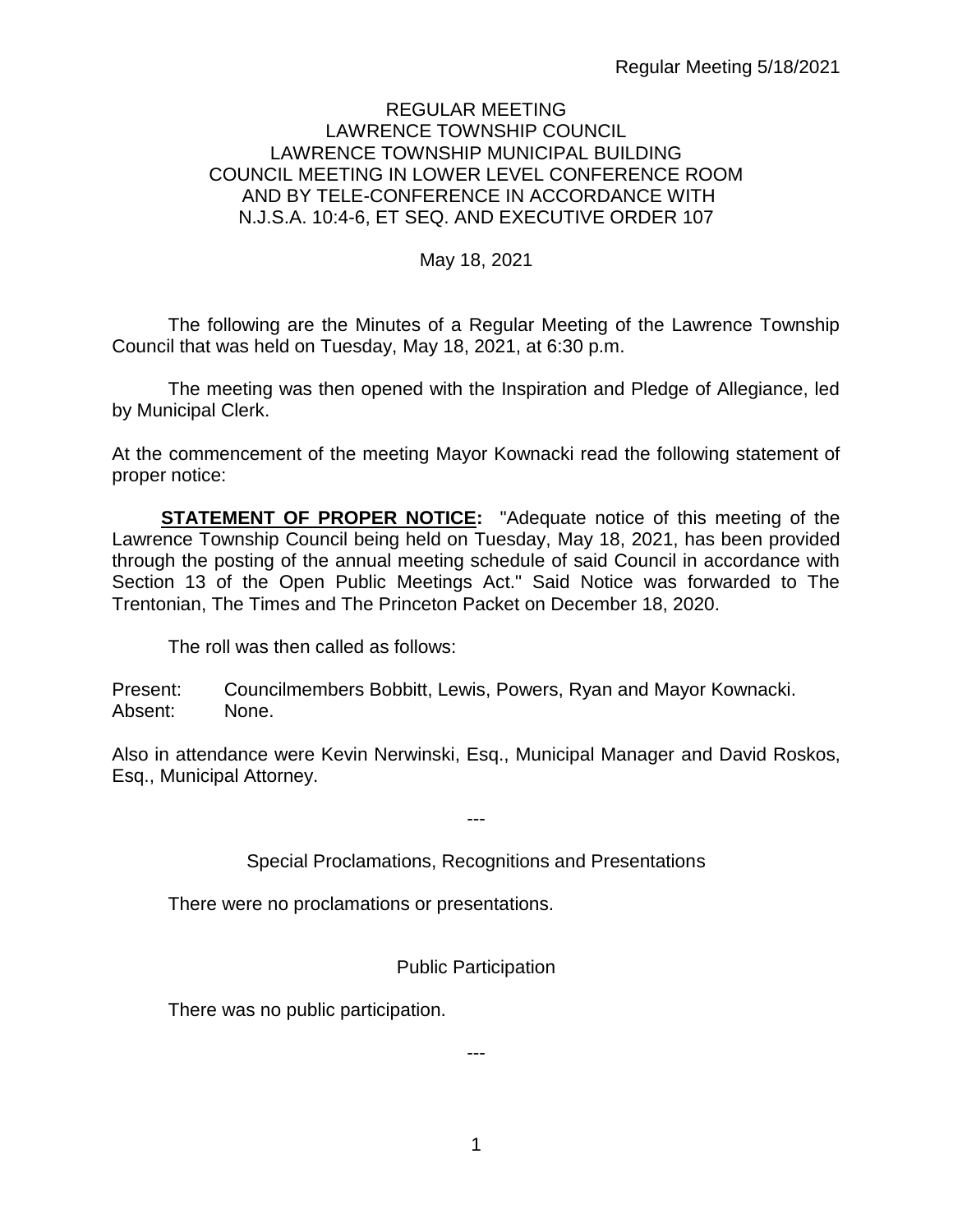# REGULAR MEETING
## LAWRENCE TOWNSHIP COUNCIL
## LAWRENCE TOWNSHIP MUNICIPAL BUILDING
## COUNCIL MEETING IN LOWER LEVEL CONFERENCE ROOM AND BY TELE-CONFERENCE IN ACCORDANCE WITH N.J.S.A. 10:4-6, ET SEQ. AND EXECUTIVE ORDER 107

May 18, 2021

The following are the Minutes of a Regular Meeting of the Lawrence Township Council that was held on Tuesday, May 18, 2021, at 6:30 p.m.

The meeting was then opened with the Inspiration and Pledge of Allegiance, led by Municipal Clerk.

At the commencement of the meeting Mayor Kownacki read the following statement of proper notice:

**STATEMENT OF PROPER NOTICE:** "Adequate notice of this meeting of the Lawrence Township Council being held on Tuesday, May 18, 2021, has been provided through the posting of the annual meeting schedule of said Council in accordance with Section 13 of the Open Public Meetings Act." Said Notice was forwarded to The Trentonian, The Times and The Princeton Packet on December 18, 2020.

The roll was then called as follows:

Present: Councilmembers Bobbitt, Lewis, Powers, Ryan and Mayor Kownacki.
Absent: None.

Also in attendance were Kevin Nerwinski, Esq., Municipal Manager and David Roskos, Esq., Municipal Attorney.

---

Special Proclamations, Recognitions and Presentations

There were no proclamations or presentations.

Public Participation

There was no public participation.

---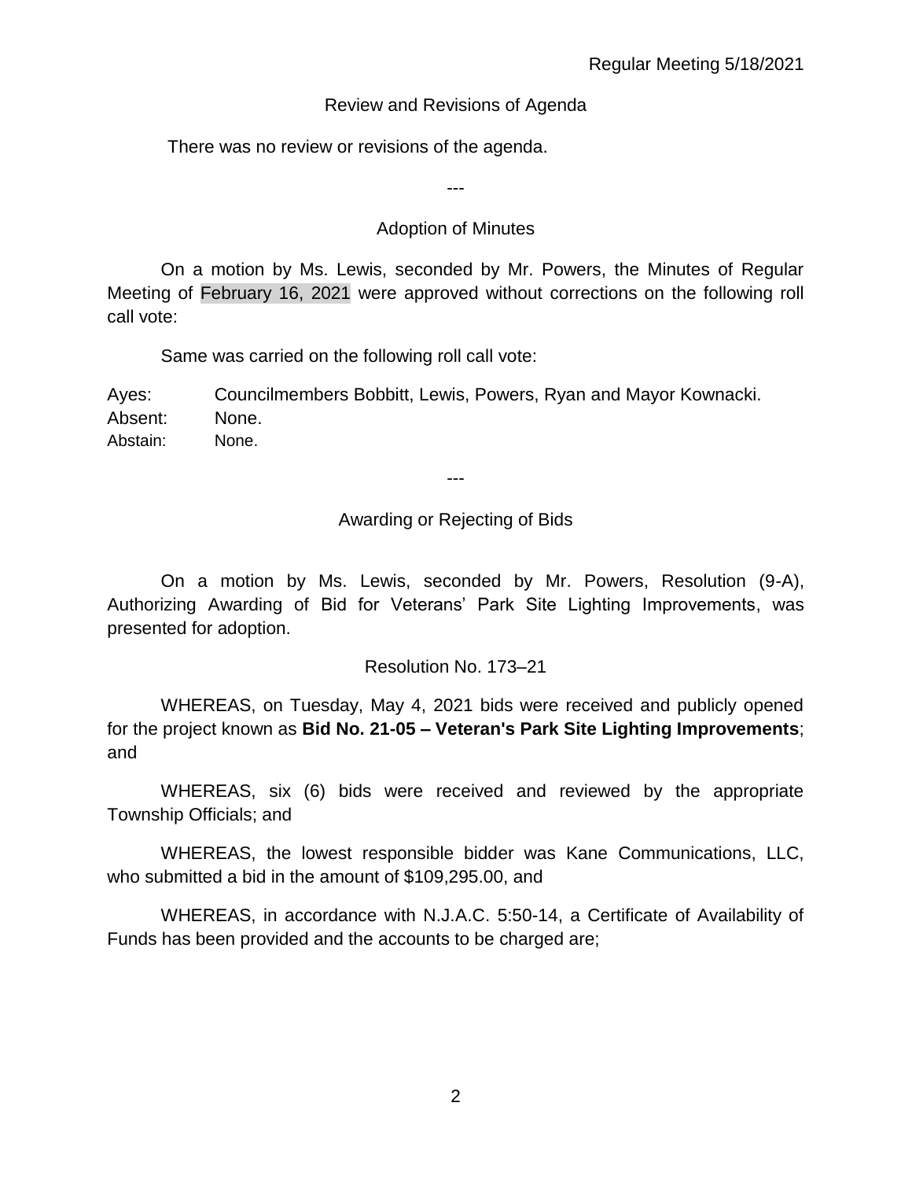## Review and Revisions of Agenda

There was no review or revisions of the agenda.

---

## Adoption of Minutes

On a motion by Ms. Lewis, seconded by Mr. Powers, the Minutes of Regular Meeting of February 16, 2021 were approved without corrections on the following roll call vote:

Same was carried on the following roll call vote:

Ayes: Councilmembers Bobbitt, Lewis, Powers, Ryan and Mayor Kownacki.
Absent: None.
Abstain: None.

---

## Awarding or Rejecting of Bids

On a motion by Ms. Lewis, seconded by Mr. Powers, Resolution (9-A), Authorizing Awarding of Bid for Veterans' Park Site Lighting Improvements, was presented for adoption.

### Resolution No. 173–21

WHEREAS, on Tuesday, May 4, 2021 bids were received and publicly opened for the project known as **Bid No. 21-05 – Veteran's Park Site Lighting Improvements**; and

WHEREAS, six (6) bids were received and reviewed by the appropriate Township Officials; and

WHEREAS, the lowest responsible bidder was Kane Communications, LLC, who submitted a bid in the amount of $109,295.00, and

WHEREAS, in accordance with N.J.A.C. 5:50-14, a Certificate of Availability of Funds has been provided and the accounts to be charged are;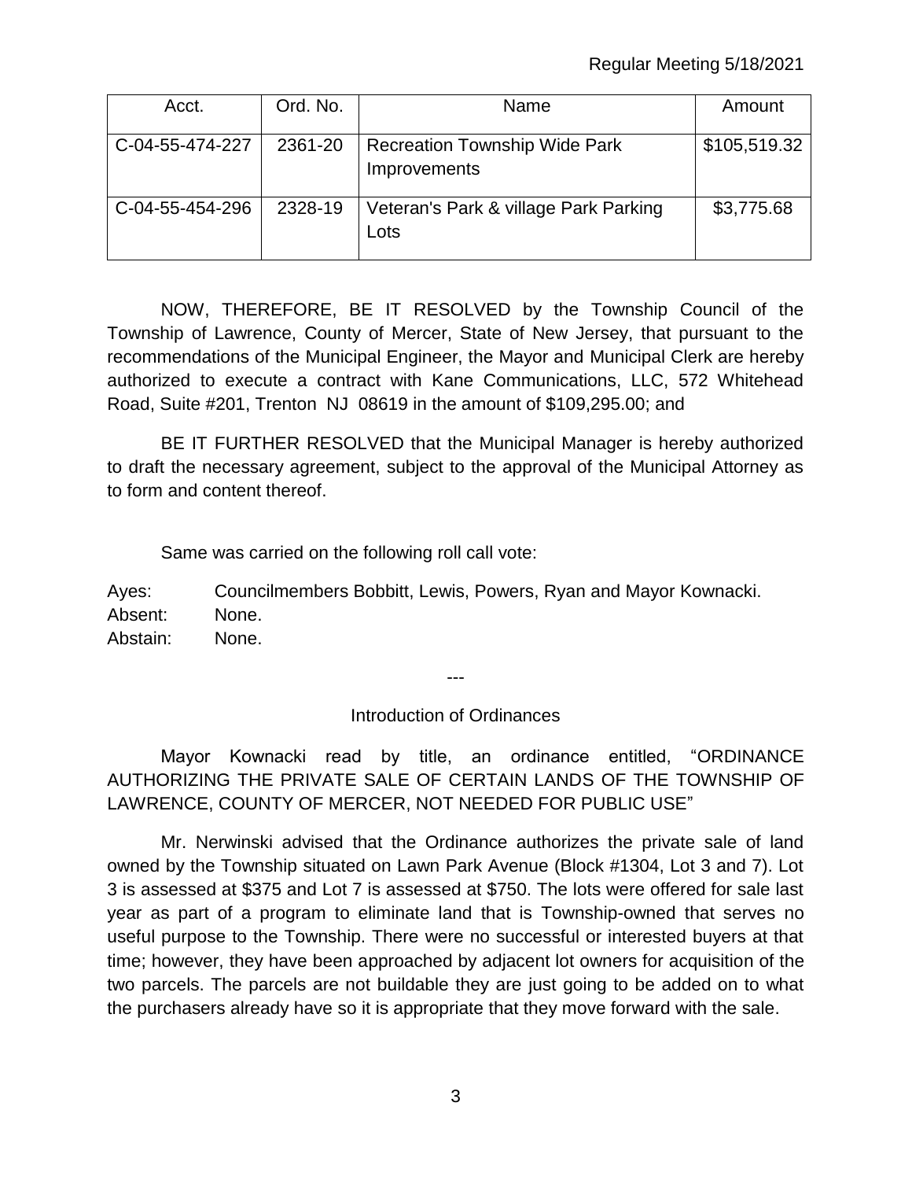| Acct. | Ord. No. | Name | Amount |
|---|---|---|---|
| C-04-55-474-227 | 2361-20 | Recreation Township Wide Park Improvements | $105,519.32 |
| C-04-55-454-296 | 2328-19 | Veteran's Park & village Park Parking Lots | $3,775.68 |

NOW, THEREFORE, BE IT RESOLVED by the Township Council of the Township of Lawrence, County of Mercer, State of New Jersey, that pursuant to the recommendations of the Municipal Engineer, the Mayor and Municipal Clerk are hereby authorized to execute a contract with Kane Communications, LLC, 572 Whitehead Road, Suite #201, Trenton NJ 08619 in the amount of $109,295.00; and

BE IT FURTHER RESOLVED that the Municipal Manager is hereby authorized to draft the necessary agreement, subject to the approval of the Municipal Attorney as to form and content thereof.

Same was carried on the following roll call vote:

Ayes: Councilmembers Bobbitt, Lewis, Powers, Ryan and Mayor Kownacki.
Absent: None.
Abstain: None.

---

Introduction of Ordinances

Mayor Kownacki read by title, an ordinance entitled, "ORDINANCE AUTHORIZING THE PRIVATE SALE OF CERTAIN LANDS OF THE TOWNSHIP OF LAWRENCE, COUNTY OF MERCER, NOT NEEDED FOR PUBLIC USE"

Mr. Nerwinski advised that the Ordinance authorizes the private sale of land owned by the Township situated on Lawn Park Avenue (Block #1304, Lot 3 and 7). Lot 3 is assessed at $375 and Lot 7 is assessed at $750. The lots were offered for sale last year as part of a program to eliminate land that is Township-owned that serves no useful purpose to the Township. There were no successful or interested buyers at that time; however, they have been approached by adjacent lot owners for acquisition of the two parcels. The parcels are not buildable they are just going to be added on to what the purchasers already have so it is appropriate that they move forward with the sale.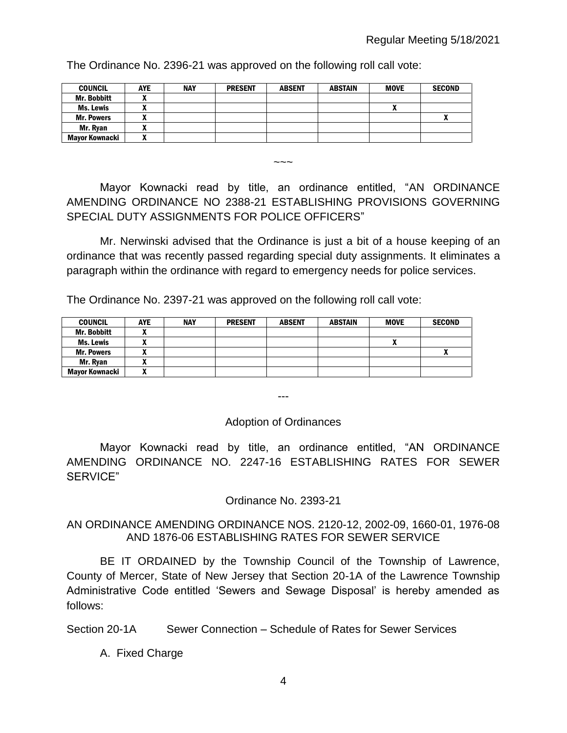The Ordinance No. 2396-21 was approved on the following roll call vote:

| COUNCIL | AYE | NAY | PRESENT | ABSENT | ABSTAIN | MOVE | SECOND |
|---|---|---|---|---|---|---|---|
| Mr. Bobbitt | X | | | | | | |
| Ms. Lewis | X | | | | | X | |
| Mr. Powers | X | | | | | | X |
| Mr. Ryan | X | | | | | | |
| Mayor Kownacki | X | | | | | | |

~~~

Mayor Kownacki read by title, an ordinance entitled, "AN ORDINANCE AMENDING ORDINANCE NO 2388-21 ESTABLISHING PROVISIONS GOVERNING SPECIAL DUTY ASSIGNMENTS FOR POLICE OFFICERS"

Mr. Nerwinski advised that the Ordinance is just a bit of a house keeping of an ordinance that was recently passed regarding special duty assignments. It eliminates a paragraph within the ordinance with regard to emergency needs for police services.

The Ordinance No. 2397-21 was approved on the following roll call vote:

| COUNCIL | AYE | NAY | PRESENT | ABSENT | ABSTAIN | MOVE | SECOND |
|---|---|---|---|---|---|---|---|
| Mr. Bobbitt | X | | | | | | |
| Ms. Lewis | X | | | | | X | |
| Mr. Powers | X | | | | | | X |
| Mr. Ryan | X | | | | | | |
| Mayor Kownacki | X | | | | | | |

---

Adoption of Ordinances

Mayor Kownacki read by title, an ordinance entitled, "AN ORDINANCE AMENDING ORDINANCE NO. 2247-16 ESTABLISHING RATES FOR SEWER SERVICE"

Ordinance No. 2393-21

AN ORDINANCE AMENDING ORDINANCE NOS. 2120-12, 2002-09, 1660-01, 1976-08 AND 1876-06 ESTABLISHING RATES FOR SEWER SERVICE

BE IT ORDAINED by the Township Council of the Township of Lawrence, County of Mercer, State of New Jersey that Section 20-1A of the Lawrence Township Administrative Code entitled 'Sewers and Sewage Disposal' is hereby amended as follows:

Section 20-1A Sewer Connection – Schedule of Rates for Sewer Services

A. Fixed Charge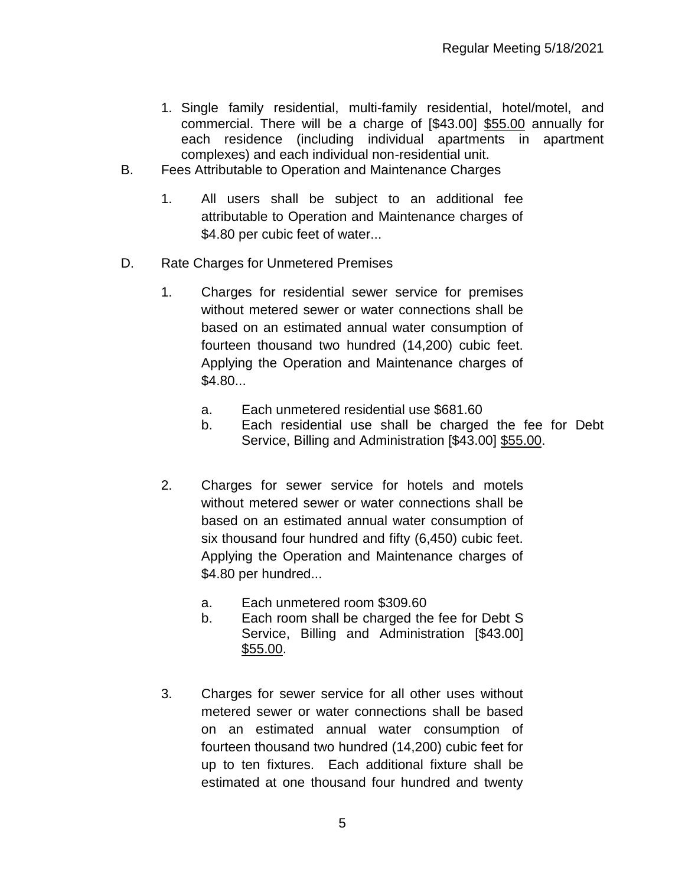1. Single family residential, multi-family residential, hotel/motel, and commercial. There will be a charge of [$43.00] <u>$55.00</u> annually for each residence (including individual apartments in apartment complexes) and each individual non-residential unit.

B. Fees Attributable to Operation and Maintenance Charges

   1. All users shall be subject to an additional fee attributable to Operation and Maintenance charges of $4.80 per cubic feet of water...

D. Rate Charges for Unmetered Premises

   1. Charges for residential sewer service for premises without metered sewer or water connections shall be based on an estimated annual water consumption of fourteen thousand two hundred (14,200) cubic feet. Applying the Operation and Maintenance charges of $4.80...

      a. Each unmetered residential use $681.60
      b. Each residential use shall be charged the fee for Debt Service, Billing and Administration [$43.00] <u>$55.00</u>.

   2. Charges for sewer service for hotels and motels without metered sewer or water connections shall be based on an estimated annual water consumption of six thousand four hundred and fifty (6,450) cubic feet. Applying the Operation and Maintenance charges of $4.80 per hundred...

      a. Each unmetered room $309.60
      b. Each room shall be charged the fee for Debt S Service, Billing and Administration [$43.00] <u>$55.00</u>.

   3. Charges for sewer service for all other uses without metered sewer or water connections shall be based on an estimated annual water consumption of fourteen thousand two hundred (14,200) cubic feet for up to ten fixtures. Each additional fixture shall be estimated at one thousand four hundred and twenty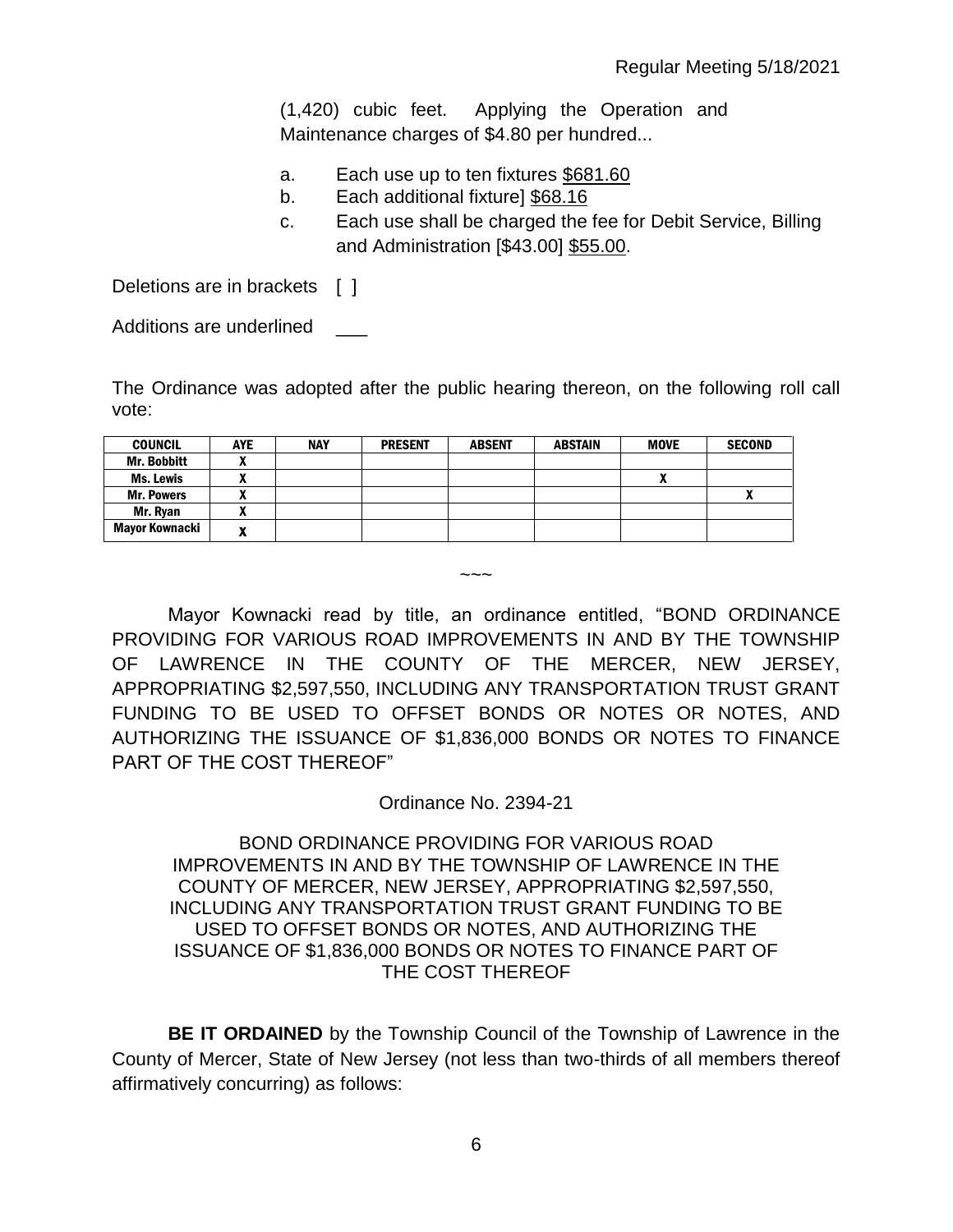(1,420) cubic feet. Applying the Operation and Maintenance charges of $4.80 per hundred...

a. Each use up to ten fixtures <u>$681.60</u>

b. Each additional fixture] <u>$68.16</u>

c. Each use shall be charged the fee for Debit Service, Billing and Administration [$43.00] <u>$55.00</u>.

Deletions are in brackets [ ]

Additions are underlined ___

The Ordinance was adopted after the public hearing thereon, on the following roll call vote:

| COUNCIL | AYE | NAY | PRESENT | ABSENT | ABSTAIN | MOVE | SECOND |
|---|---|---|---|---|---|---|---|
| Mr. Bobbitt | X | | | | | | |
| Ms. Lewis | X | | | | | X | |
| Mr. Powers | X | | | | | | X |
| Mr. Ryan | X | | | | | | |
| Mayor Kownacki | X | | | | | | |

~~~

Mayor Kownacki read by title, an ordinance entitled, "BOND ORDINANCE PROVIDING FOR VARIOUS ROAD IMPROVEMENTS IN AND BY THE TOWNSHIP OF LAWRENCE IN THE COUNTY OF THE MERCER, NEW JERSEY, APPROPRIATING $2,597,550, INCLUDING ANY TRANSPORTATION TRUST GRANT FUNDING TO BE USED TO OFFSET BONDS OR NOTES OR NOTES, AND AUTHORIZING THE ISSUANCE OF $1,836,000 BONDS OR NOTES TO FINANCE PART OF THE COST THEREOF"

Ordinance No. 2394-21

BOND ORDINANCE PROVIDING FOR VARIOUS ROAD IMPROVEMENTS IN AND BY THE TOWNSHIP OF LAWRENCE IN THE COUNTY OF MERCER, NEW JERSEY, APPROPRIATING $2,597,550, INCLUDING ANY TRANSPORTATION TRUST GRANT FUNDING TO BE USED TO OFFSET BONDS OR NOTES, AND AUTHORIZING THE ISSUANCE OF $1,836,000 BONDS OR NOTES TO FINANCE PART OF THE COST THEREOF

**BE IT ORDAINED** by the Township Council of the Township of Lawrence in the County of Mercer, State of New Jersey (not less than two-thirds of all members thereof affirmatively concurring) as follows: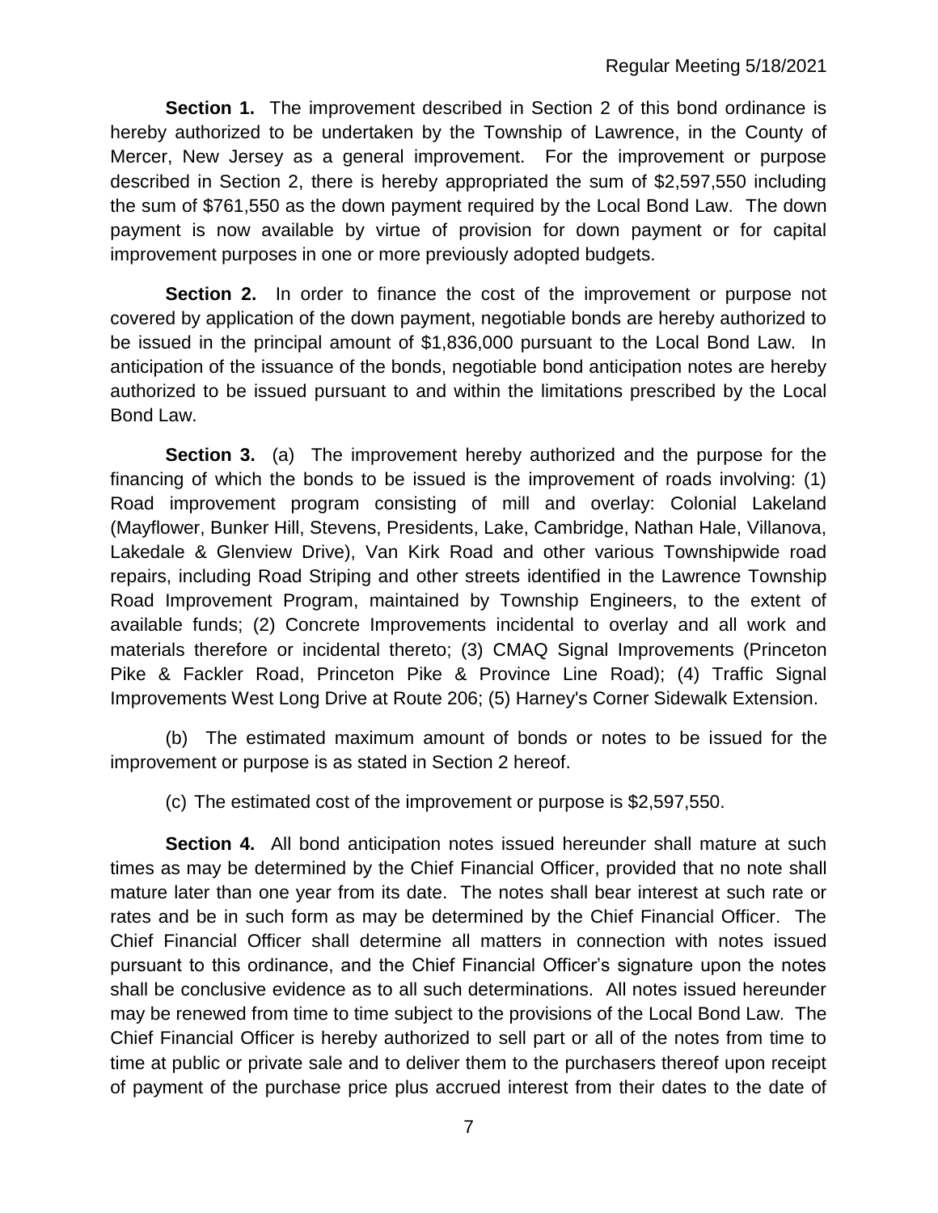**Section 1.** The improvement described in Section 2 of this bond ordinance is hereby authorized to be undertaken by the Township of Lawrence, in the County of Mercer, New Jersey as a general improvement. For the improvement or purpose described in Section 2, there is hereby appropriated the sum of $2,597,550 including the sum of $761,550 as the down payment required by the Local Bond Law. The down payment is now available by virtue of provision for down payment or for capital improvement purposes in one or more previously adopted budgets.

**Section 2.** In order to finance the cost of the improvement or purpose not covered by application of the down payment, negotiable bonds are hereby authorized to be issued in the principal amount of $1,836,000 pursuant to the Local Bond Law. In anticipation of the issuance of the bonds, negotiable bond anticipation notes are hereby authorized to be issued pursuant to and within the limitations prescribed by the Local Bond Law.

**Section 3.** (a) The improvement hereby authorized and the purpose for the financing of which the bonds to be issued is the improvement of roads involving: (1) Road improvement program consisting of mill and overlay: Colonial Lakeland (Mayflower, Bunker Hill, Stevens, Presidents, Lake, Cambridge, Nathan Hale, Villanova, Lakedale & Glenview Drive), Van Kirk Road and other various Townshipwide road repairs, including Road Striping and other streets identified in the Lawrence Township Road Improvement Program, maintained by Township Engineers, to the extent of available funds; (2) Concrete Improvements incidental to overlay and all work and materials therefore or incidental thereto; (3) CMAQ Signal Improvements (Princeton Pike & Fackler Road, Princeton Pike & Province Line Road); (4) Traffic Signal Improvements West Long Drive at Route 206; (5) Harney's Corner Sidewalk Extension.

(b) The estimated maximum amount of bonds or notes to be issued for the improvement or purpose is as stated in Section 2 hereof.

(c) The estimated cost of the improvement or purpose is $2,597,550.

**Section 4.** All bond anticipation notes issued hereunder shall mature at such times as may be determined by the Chief Financial Officer, provided that no note shall mature later than one year from its date. The notes shall bear interest at such rate or rates and be in such form as may be determined by the Chief Financial Officer. The Chief Financial Officer shall determine all matters in connection with notes issued pursuant to this ordinance, and the Chief Financial Officer's signature upon the notes shall be conclusive evidence as to all such determinations. All notes issued hereunder may be renewed from time to time subject to the provisions of the Local Bond Law. The Chief Financial Officer is hereby authorized to sell part or all of the notes from time to time at public or private sale and to deliver them to the purchasers thereof upon receipt of payment of the purchase price plus accrued interest from their dates to the date of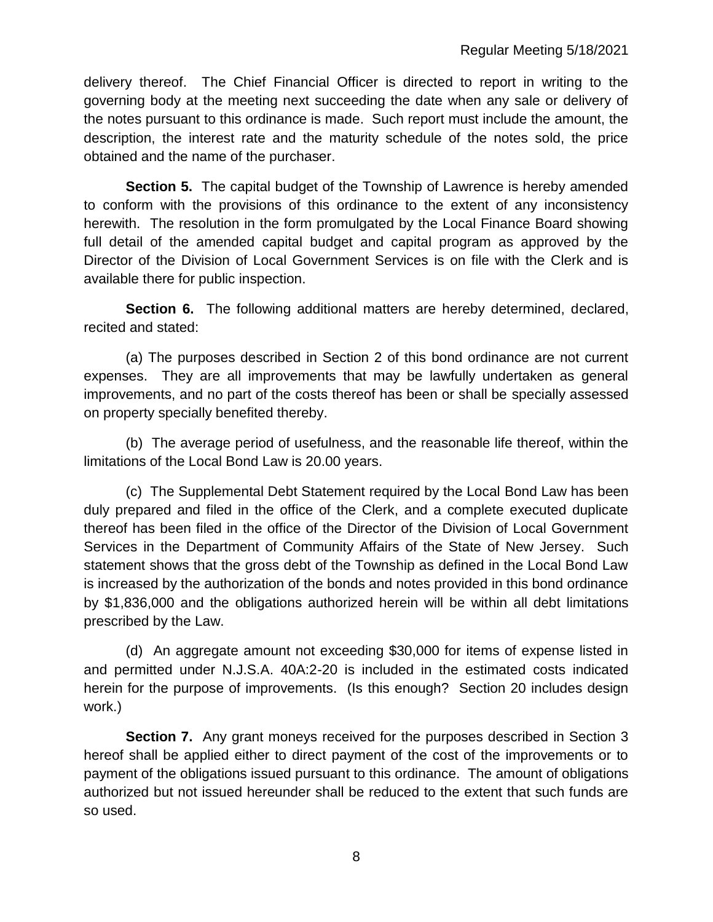delivery thereof. The Chief Financial Officer is directed to report in writing to the governing body at the meeting next succeeding the date when any sale or delivery of the notes pursuant to this ordinance is made. Such report must include the amount, the description, the interest rate and the maturity schedule of the notes sold, the price obtained and the name of the purchaser.

**Section 5.** The capital budget of the Township of Lawrence is hereby amended to conform with the provisions of this ordinance to the extent of any inconsistency herewith. The resolution in the form promulgated by the Local Finance Board showing full detail of the amended capital budget and capital program as approved by the Director of the Division of Local Government Services is on file with the Clerk and is available there for public inspection.

**Section 6.** The following additional matters are hereby determined, declared, recited and stated:

(a) The purposes described in Section 2 of this bond ordinance are not current expenses. They are all improvements that may be lawfully undertaken as general improvements, and no part of the costs thereof has been or shall be specially assessed on property specially benefited thereby.

(b) The average period of usefulness, and the reasonable life thereof, within the limitations of the Local Bond Law is 20.00 years.

(c) The Supplemental Debt Statement required by the Local Bond Law has been duly prepared and filed in the office of the Clerk, and a complete executed duplicate thereof has been filed in the office of the Director of the Division of Local Government Services in the Department of Community Affairs of the State of New Jersey. Such statement shows that the gross debt of the Township as defined in the Local Bond Law is increased by the authorization of the bonds and notes provided in this bond ordinance by $1,836,000 and the obligations authorized herein will be within all debt limitations prescribed by the Law.

(d) An aggregate amount not exceeding $30,000 for items of expense listed in and permitted under N.J.S.A. 40A:2-20 is included in the estimated costs indicated herein for the purpose of improvements. (Is this enough? Section 20 includes design work.)

**Section 7.** Any grant moneys received for the purposes described in Section 3 hereof shall be applied either to direct payment of the cost of the improvements or to payment of the obligations issued pursuant to this ordinance. The amount of obligations authorized but not issued hereunder shall be reduced to the extent that such funds are so used.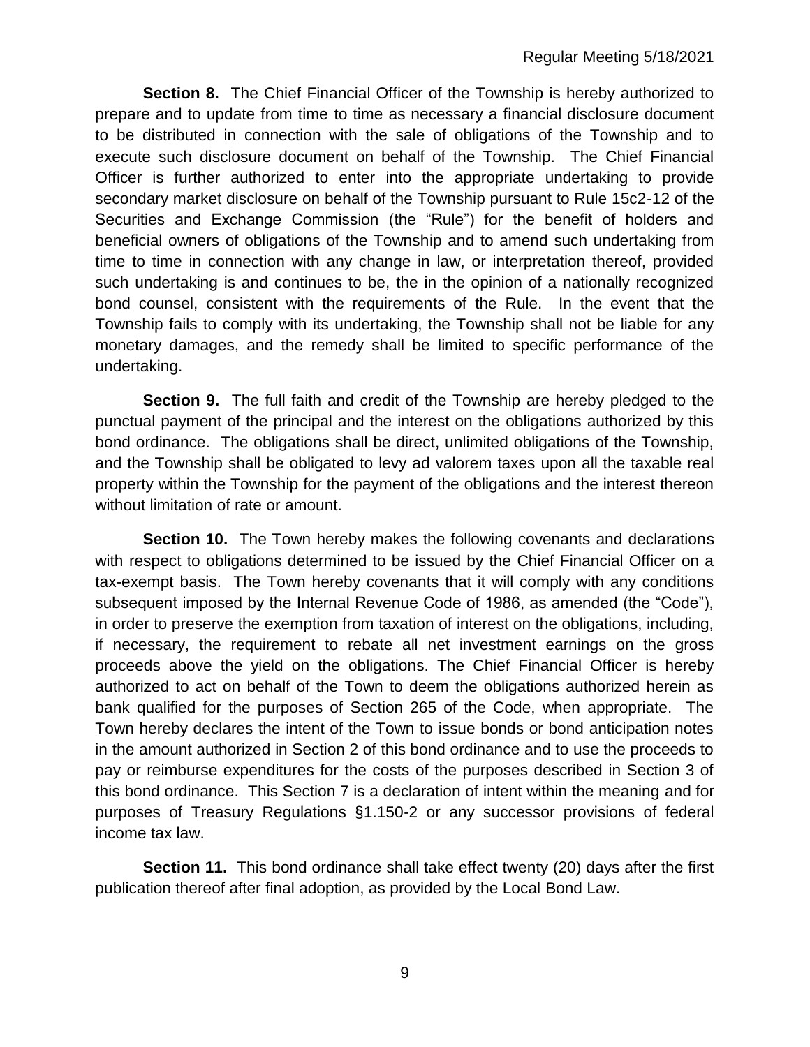**Section 8.** The Chief Financial Officer of the Township is hereby authorized to prepare and to update from time to time as necessary a financial disclosure document to be distributed in connection with the sale of obligations of the Township and to execute such disclosure document on behalf of the Township. The Chief Financial Officer is further authorized to enter into the appropriate undertaking to provide secondary market disclosure on behalf of the Township pursuant to Rule 15c2-12 of the Securities and Exchange Commission (the "Rule") for the benefit of holders and beneficial owners of obligations of the Township and to amend such undertaking from time to time in connection with any change in law, or interpretation thereof, provided such undertaking is and continues to be, the in the opinion of a nationally recognized bond counsel, consistent with the requirements of the Rule. In the event that the Township fails to comply with its undertaking, the Township shall not be liable for any monetary damages, and the remedy shall be limited to specific performance of the undertaking.

**Section 9.** The full faith and credit of the Township are hereby pledged to the punctual payment of the principal and the interest on the obligations authorized by this bond ordinance. The obligations shall be direct, unlimited obligations of the Township, and the Township shall be obligated to levy ad valorem taxes upon all the taxable real property within the Township for the payment of the obligations and the interest thereon without limitation of rate or amount.

**Section 10.** The Town hereby makes the following covenants and declarations with respect to obligations determined to be issued by the Chief Financial Officer on a tax-exempt basis. The Town hereby covenants that it will comply with any conditions subsequent imposed by the Internal Revenue Code of 1986, as amended (the "Code"), in order to preserve the exemption from taxation of interest on the obligations, including, if necessary, the requirement to rebate all net investment earnings on the gross proceeds above the yield on the obligations. The Chief Financial Officer is hereby authorized to act on behalf of the Town to deem the obligations authorized herein as bank qualified for the purposes of Section 265 of the Code, when appropriate. The Town hereby declares the intent of the Town to issue bonds or bond anticipation notes in the amount authorized in Section 2 of this bond ordinance and to use the proceeds to pay or reimburse expenditures for the costs of the purposes described in Section 3 of this bond ordinance. This Section 7 is a declaration of intent within the meaning and for purposes of Treasury Regulations §1.150-2 or any successor provisions of federal income tax law.

**Section 11.** This bond ordinance shall take effect twenty (20) days after the first publication thereof after final adoption, as provided by the Local Bond Law.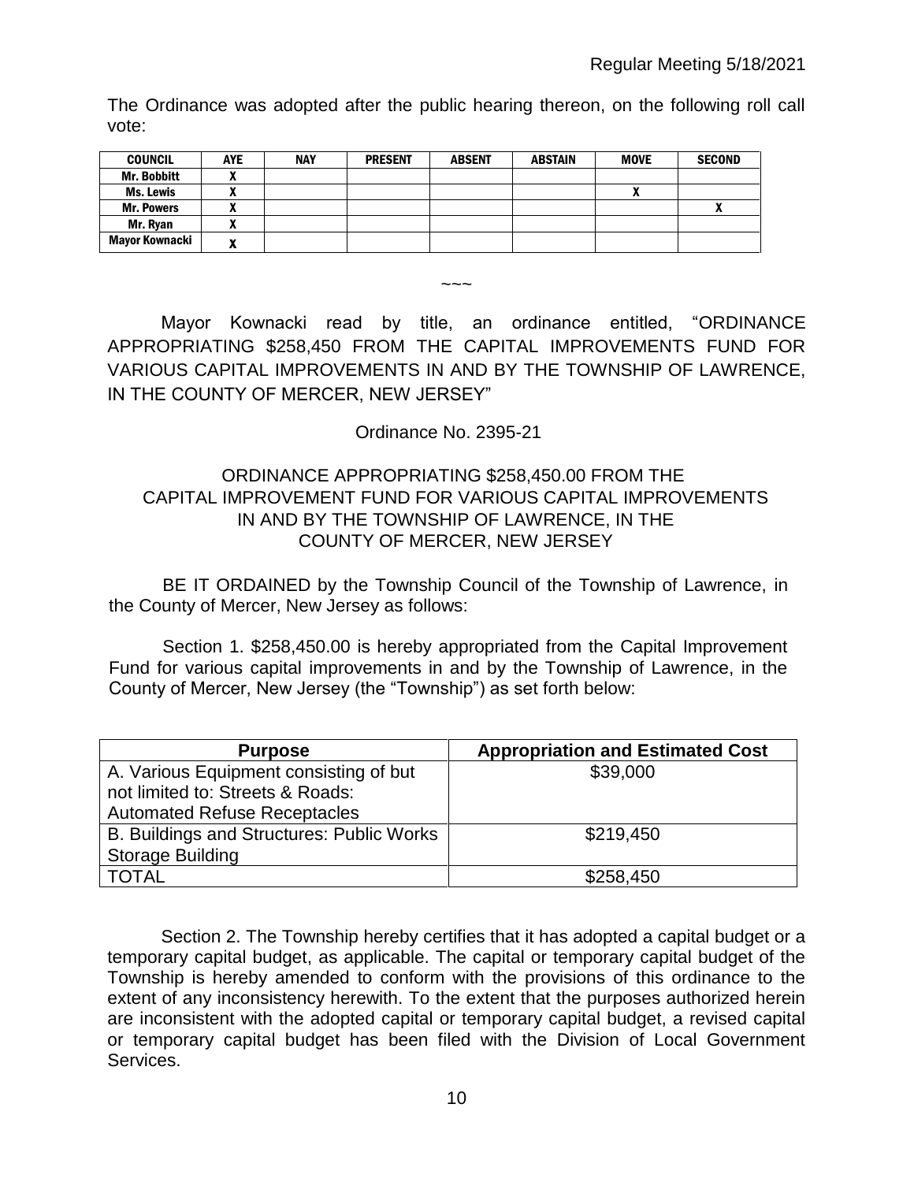The Ordinance was adopted after the public hearing thereon, on the following roll call vote:

| COUNCIL | AYE | NAY | PRESENT | ABSENT | ABSTAIN | MOVE | SECOND |
|---|---|---|---|---|---|---|---|
| Mr. Bobbitt | X | | | | | | |
| Ms. Lewis | X | | | | | X | |
| Mr. Powers | X | | | | | | X |
| Mr. Ryan | X | | | | | | |
| Mayor Kownacki | X | | | | | | |

~~~

Mayor Kownacki read by title, an ordinance entitled, "ORDINANCE APPROPRIATING $258,450 FROM THE CAPITAL IMPROVEMENTS FUND FOR VARIOUS CAPITAL IMPROVEMENTS IN AND BY THE TOWNSHIP OF LAWRENCE, IN THE COUNTY OF MERCER, NEW JERSEY"

Ordinance No. 2395-21

ORDINANCE APPROPRIATING $258,450.00 FROM THE CAPITAL IMPROVEMENT FUND FOR VARIOUS CAPITAL IMPROVEMENTS IN AND BY THE TOWNSHIP OF LAWRENCE, IN THE COUNTY OF MERCER, NEW JERSEY

BE IT ORDAINED by the Township Council of the Township of Lawrence, in the County of Mercer, New Jersey as follows:

Section 1. $258,450.00 is hereby appropriated from the Capital Improvement Fund for various capital improvements in and by the Township of Lawrence, in the County of Mercer, New Jersey (the "Township") as set forth below:

| Purpose | Appropriation and Estimated Cost |
|---|---|
| A. Various Equipment consisting of but not limited to: Streets & Roads: Automated Refuse Receptacles | $39,000 |
| B. Buildings and Structures: Public Works Storage Building | $219,450 |
| TOTAL | $258,450 |

Section 2. The Township hereby certifies that it has adopted a capital budget or a temporary capital budget, as applicable. The capital or temporary capital budget of the Township is hereby amended to conform with the provisions of this ordinance to the extent of any inconsistency herewith. To the extent that the purposes authorized herein are inconsistent with the adopted capital or temporary capital budget, a revised capital or temporary capital budget has been filed with the Division of Local Government Services.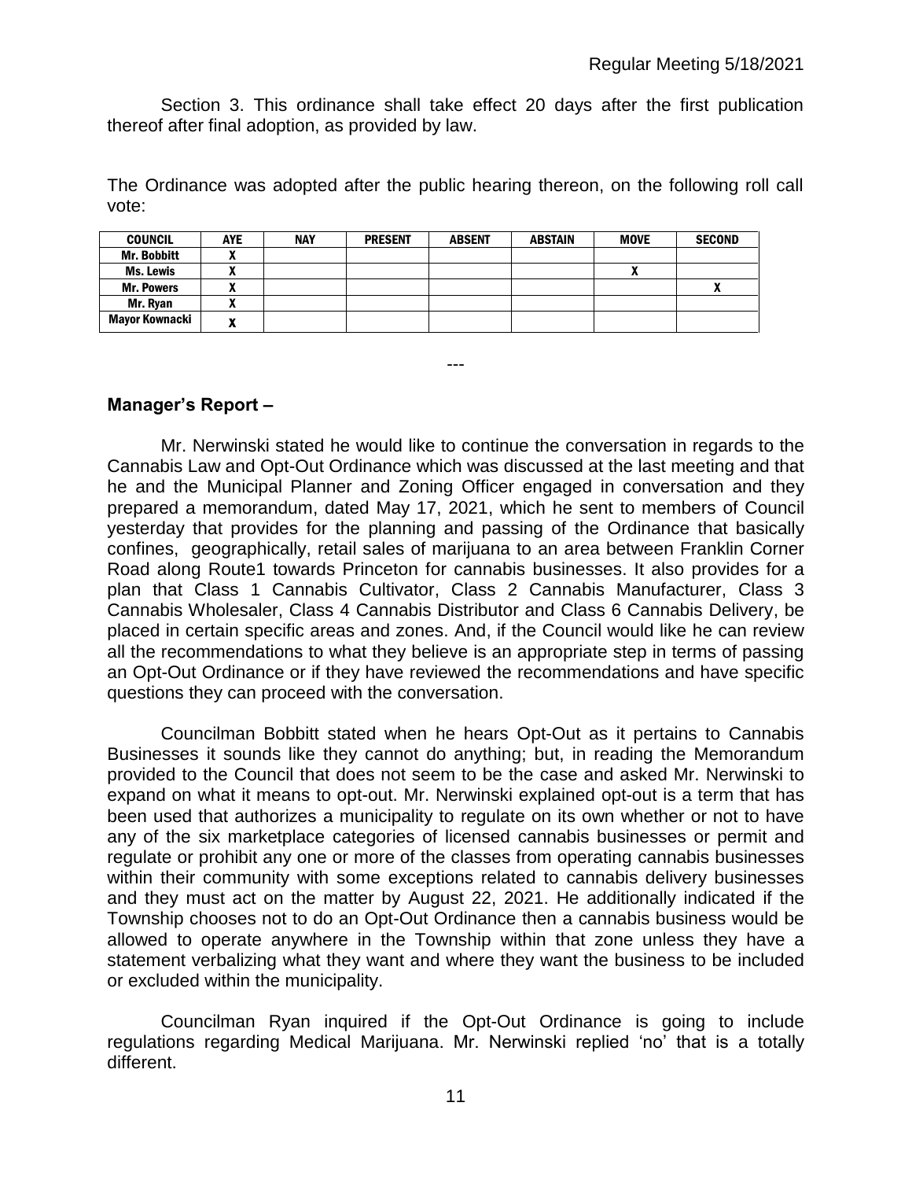Section 3. This ordinance shall take effect 20 days after the first publication thereof after final adoption, as provided by law.

The Ordinance was adopted after the public hearing thereon, on the following roll call vote:

| COUNCIL | AYE | NAY | PRESENT | ABSENT | ABSTAIN | MOVE | SECOND |
|---|---|---|---|---|---|---|---|
| Mr. Bobbitt | X | | | | | | |
| Ms. Lewis | X | | | | | X | |
| Mr. Powers | X | | | | | | X |
| Mr. Ryan | X | | | | | | |
| Mayor Kownacki | X | | | | | | |

---

**Manager's Report –**

Mr. Nerwinski stated he would like to continue the conversation in regards to the Cannabis Law and Opt-Out Ordinance which was discussed at the last meeting and that he and the Municipal Planner and Zoning Officer engaged in conversation and they prepared a memorandum, dated May 17, 2021, which he sent to members of Council yesterday that provides for the planning and passing of the Ordinance that basically confines, geographically, retail sales of marijuana to an area between Franklin Corner Road along Route1 towards Princeton for cannabis businesses. It also provides for a plan that Class 1 Cannabis Cultivator, Class 2 Cannabis Manufacturer, Class 3 Cannabis Wholesaler, Class 4 Cannabis Distributor and Class 6 Cannabis Delivery, be placed in certain specific areas and zones. And, if the Council would like he can review all the recommendations to what they believe is an appropriate step in terms of passing an Opt-Out Ordinance or if they have reviewed the recommendations and have specific questions they can proceed with the conversation.

Councilman Bobbitt stated when he hears Opt-Out as it pertains to Cannabis Businesses it sounds like they cannot do anything; but, in reading the Memorandum provided to the Council that does not seem to be the case and asked Mr. Nerwinski to expand on what it means to opt-out. Mr. Nerwinski explained opt-out is a term that has been used that authorizes a municipality to regulate on its own whether or not to have any of the six marketplace categories of licensed cannabis businesses or permit and regulate or prohibit any one or more of the classes from operating cannabis businesses within their community with some exceptions related to cannabis delivery businesses and they must act on the matter by August 22, 2021. He additionally indicated if the Township chooses not to do an Opt-Out Ordinance then a cannabis business would be allowed to operate anywhere in the Township within that zone unless they have a statement verbalizing what they want and where they want the business to be included or excluded within the municipality.

Councilman Ryan inquired if the Opt-Out Ordinance is going to include regulations regarding Medical Marijuana. Mr. Nerwinski replied 'no' that is a totally different.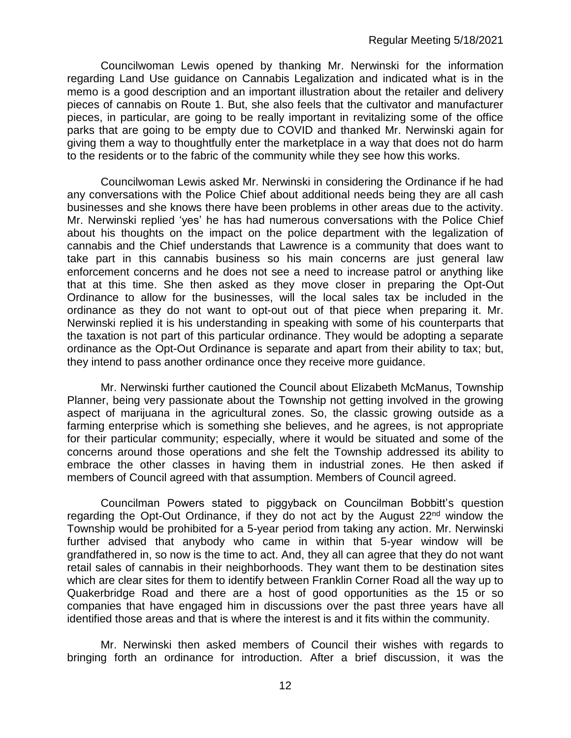Councilwoman Lewis opened by thanking Mr. Nerwinski for the information regarding Land Use guidance on Cannabis Legalization and indicated what is in the memo is a good description and an important illustration about the retailer and delivery pieces of cannabis on Route 1. But, she also feels that the cultivator and manufacturer pieces, in particular, are going to be really important in revitalizing some of the office parks that are going to be empty due to COVID and thanked Mr. Nerwinski again for giving them a way to thoughtfully enter the marketplace in a way that does not do harm to the residents or to the fabric of the community while they see how this works.

Councilwoman Lewis asked Mr. Nerwinski in considering the Ordinance if he had any conversations with the Police Chief about additional needs being they are all cash businesses and she knows there have been problems in other areas due to the activity. Mr. Nerwinski replied 'yes' he has had numerous conversations with the Police Chief about his thoughts on the impact on the police department with the legalization of cannabis and the Chief understands that Lawrence is a community that does want to take part in this cannabis business so his main concerns are just general law enforcement concerns and he does not see a need to increase patrol or anything like that at this time. She then asked as they move closer in preparing the Opt-Out Ordinance to allow for the businesses, will the local sales tax be included in the ordinance as they do not want to opt-out out of that piece when preparing it. Mr. Nerwinski replied it is his understanding in speaking with some of his counterparts that the taxation is not part of this particular ordinance. They would be adopting a separate ordinance as the Opt-Out Ordinance is separate and apart from their ability to tax; but, they intend to pass another ordinance once they receive more guidance.

Mr. Nerwinski further cautioned the Council about Elizabeth McManus, Township Planner, being very passionate about the Township not getting involved in the growing aspect of marijuana in the agricultural zones. So, the classic growing outside as a farming enterprise which is something she believes, and he agrees, is not appropriate for their particular community; especially, where it would be situated and some of the concerns around those operations and she felt the Township addressed its ability to embrace the other classes in having them in industrial zones. He then asked if members of Council agreed with that assumption. Members of Council agreed.

Councilman Powers stated to piggyback on Councilman Bobbitt's question regarding the Opt-Out Ordinance, if they do not act by the August 22nd window the Township would be prohibited for a 5-year period from taking any action. Mr. Nerwinski further advised that anybody who came in within that 5-year window will be grandfathered in, so now is the time to act. And, they all can agree that they do not want retail sales of cannabis in their neighborhoods. They want them to be destination sites which are clear sites for them to identify between Franklin Corner Road all the way up to Quakerbridge Road and there are a host of good opportunities as the 15 or so companies that have engaged him in discussions over the past three years have all identified those areas and that is where the interest is and it fits within the community.

Mr. Nerwinski then asked members of Council their wishes with regards to bringing forth an ordinance for introduction. After a brief discussion, it was the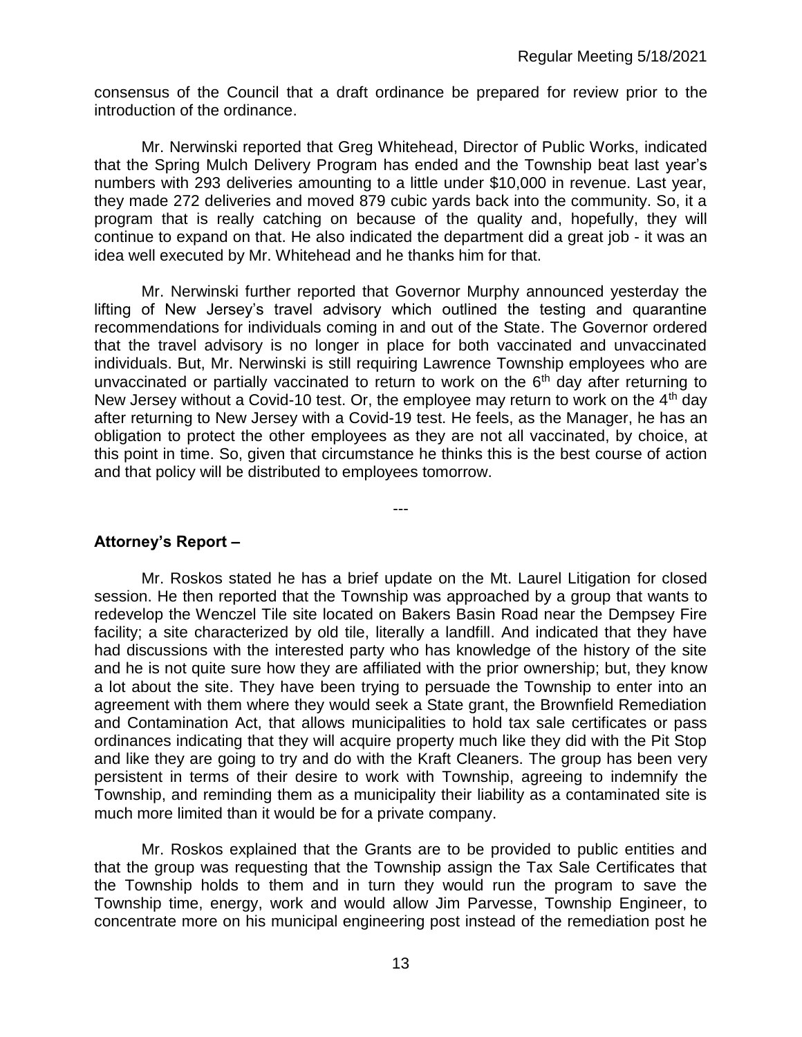consensus of the Council that a draft ordinance be prepared for review prior to the introduction of the ordinance.

Mr. Nerwinski reported that Greg Whitehead, Director of Public Works, indicated that the Spring Mulch Delivery Program has ended and the Township beat last year's numbers with 293 deliveries amounting to a little under $10,000 in revenue. Last year, they made 272 deliveries and moved 879 cubic yards back into the community. So, it a program that is really catching on because of the quality and, hopefully, they will continue to expand on that. He also indicated the department did a great job - it was an idea well executed by Mr. Whitehead and he thanks him for that.

Mr. Nerwinski further reported that Governor Murphy announced yesterday the lifting of New Jersey's travel advisory which outlined the testing and quarantine recommendations for individuals coming in and out of the State. The Governor ordered that the travel advisory is no longer in place for both vaccinated and unvaccinated individuals. But, Mr. Nerwinski is still requiring Lawrence Township employees who are unvaccinated or partially vaccinated to return to work on the 6th day after returning to New Jersey without a Covid-10 test. Or, the employee may return to work on the 4th day after returning to New Jersey with a Covid-19 test. He feels, as the Manager, he has an obligation to protect the other employees as they are not all vaccinated, by choice, at this point in time. So, given that circumstance he thinks this is the best course of action and that policy will be distributed to employees tomorrow.

---

**Attorney's Report –**

Mr. Roskos stated he has a brief update on the Mt. Laurel Litigation for closed session. He then reported that the Township was approached by a group that wants to redevelop the Wenczel Tile site located on Bakers Basin Road near the Dempsey Fire facility; a site characterized by old tile, literally a landfill. And indicated that they have had discussions with the interested party who has knowledge of the history of the site and he is not quite sure how they are affiliated with the prior ownership; but, they know a lot about the site. They have been trying to persuade the Township to enter into an agreement with them where they would seek a State grant, the Brownfield Remediation and Contamination Act, that allows municipalities to hold tax sale certificates or pass ordinances indicating that they will acquire property much like they did with the Pit Stop and like they are going to try and do with the Kraft Cleaners. The group has been very persistent in terms of their desire to work with Township, agreeing to indemnify the Township, and reminding them as a municipality their liability as a contaminated site is much more limited than it would be for a private company.

Mr. Roskos explained that the Grants are to be provided to public entities and that the group was requesting that the Township assign the Tax Sale Certificates that the Township holds to them and in turn they would run the program to save the Township time, energy, work and would allow Jim Parvesse, Township Engineer, to concentrate more on his municipal engineering post instead of the remediation post he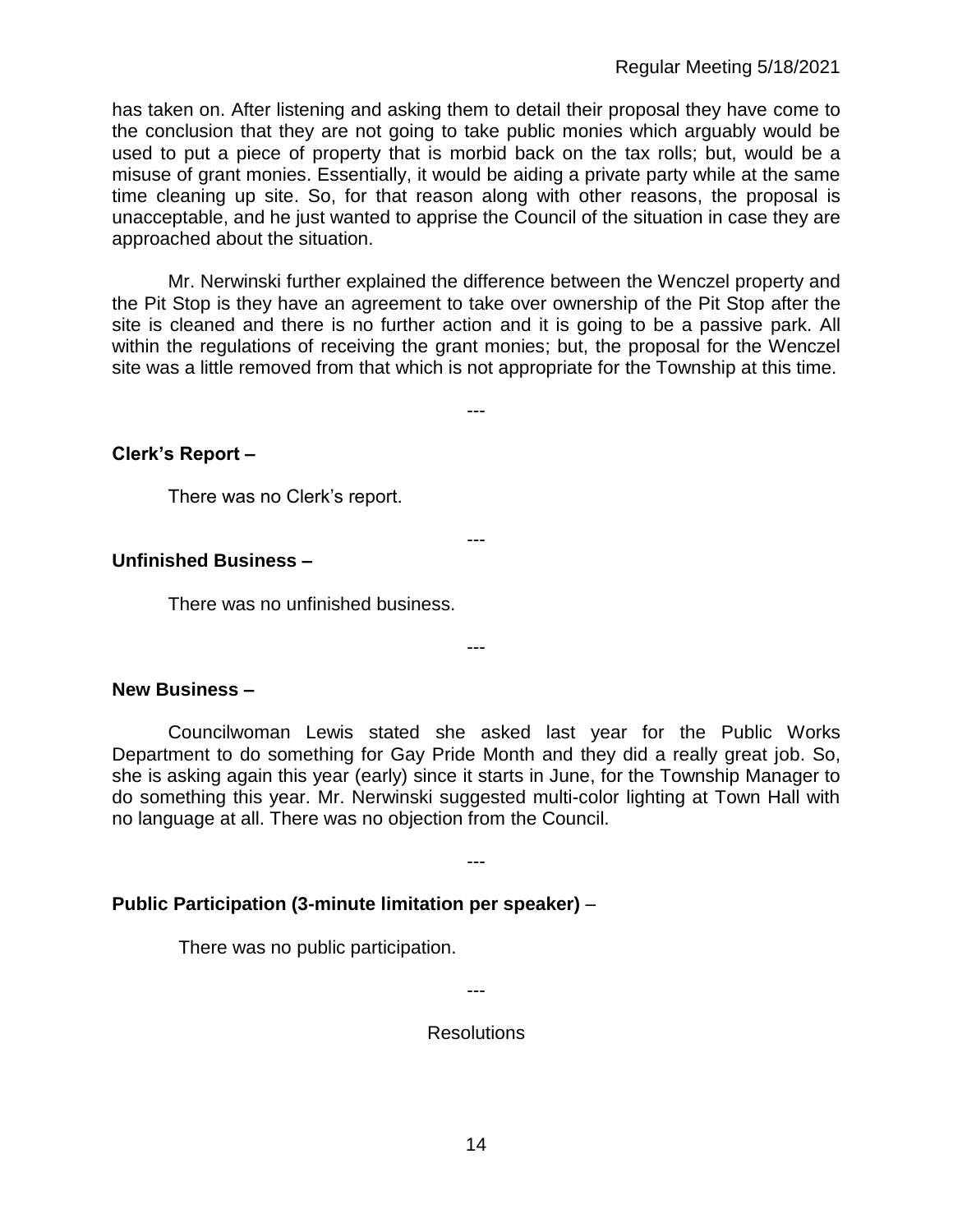has taken on. After listening and asking them to detail their proposal they have come to the conclusion that they are not going to take public monies which arguably would be used to put a piece of property that is morbid back on the tax rolls; but, would be a misuse of grant monies. Essentially, it would be aiding a private party while at the same time cleaning up site. So, for that reason along with other reasons, the proposal is unacceptable, and he just wanted to apprise the Council of the situation in case they are approached about the situation.

Mr. Nerwinski further explained the difference between the Wenczel property and the Pit Stop is they have an agreement to take over ownership of the Pit Stop after the site is cleaned and there is no further action and it is going to be a passive park. All within the regulations of receiving the grant monies; but, the proposal for the Wenczel site was a little removed from that which is not appropriate for the Township at this time.

---

**Clerk's Report –**

There was no Clerk's report.

---

**Unfinished Business –**

There was no unfinished business.

---

**New Business –**

Councilwoman Lewis stated she asked last year for the Public Works Department to do something for Gay Pride Month and they did a really great job. So, she is asking again this year (early) since it starts in June, for the Township Manager to do something this year. Mr. Nerwinski suggested multi-color lighting at Town Hall with no language at all. There was no objection from the Council.

---

**Public Participation (3-minute limitation per speaker)** –

There was no public participation.

---

Resolutions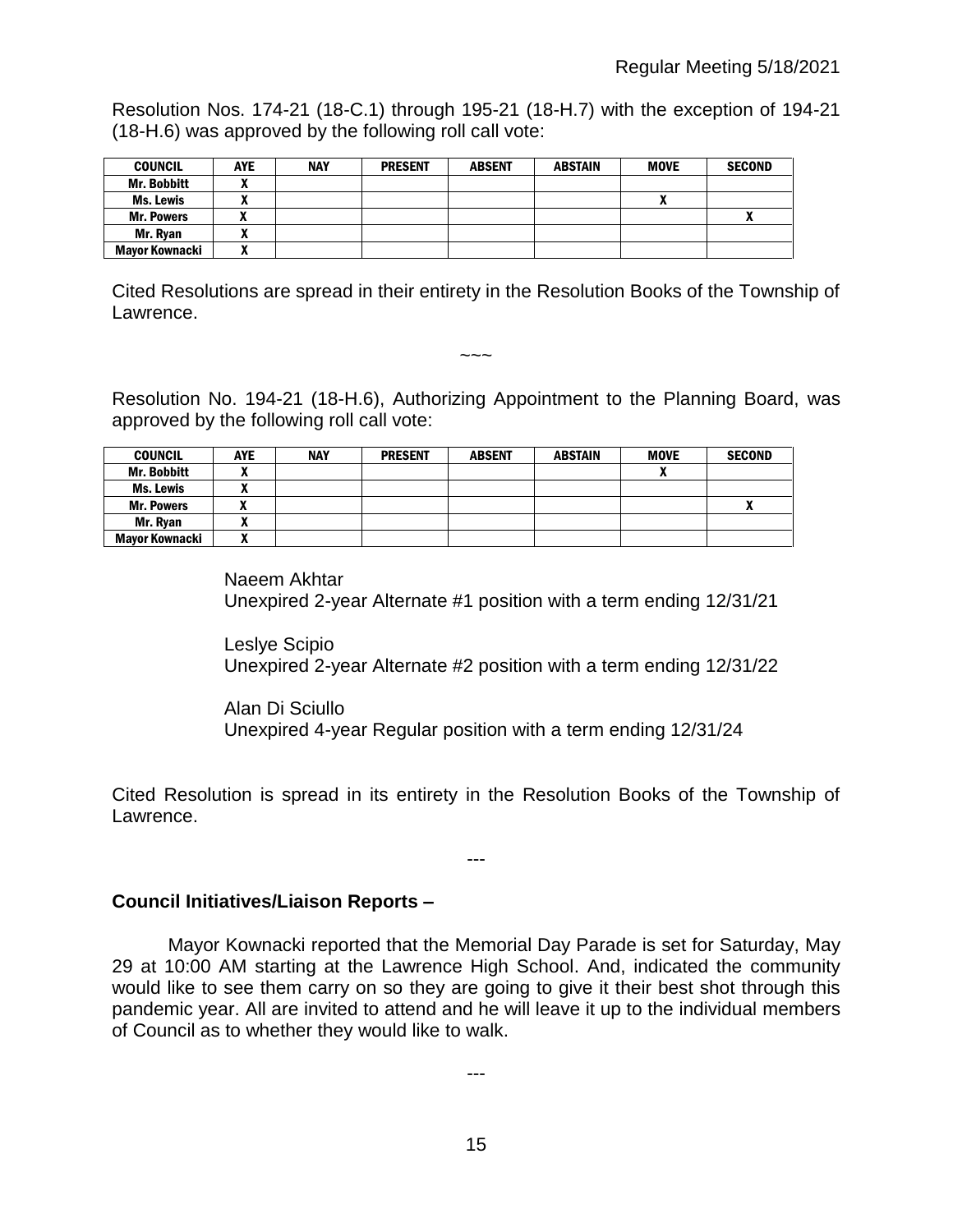Resolution Nos. 174-21 (18-C.1) through 195-21 (18-H.7) with the exception of 194-21 (18-H.6) was approved by the following roll call vote:

| COUNCIL | AYE | NAY | PRESENT | ABSENT | ABSTAIN | MOVE | SECOND |
|---|---|---|---|---|---|---|---|
| Mr. Bobbitt | X | | | | | | |
| Ms. Lewis | X | | | | | X | |
| Mr. Powers | X | | | | | | X |
| Mr. Ryan | X | | | | | | |
| Mayor Kownacki | X | | | | | | |

Cited Resolutions are spread in their entirety in the Resolution Books of the Township of Lawrence.

~~~

Resolution No. 194-21 (18-H.6), Authorizing Appointment to the Planning Board, was approved by the following roll call vote:

| COUNCIL | AYE | NAY | PRESENT | ABSENT | ABSTAIN | MOVE | SECOND |
|---|---|---|---|---|---|---|---|
| Mr. Bobbitt | X | | | | | X | |
| Ms. Lewis | X | | | | | | |
| Mr. Powers | X | | | | | | X |
| Mr. Ryan | X | | | | | | |
| Mayor Kownacki | X | | | | | | |

Naeem Akhtar
Unexpired 2-year Alternate #1 position with a term ending 12/31/21

Leslye Scipio
Unexpired 2-year Alternate #2 position with a term ending 12/31/22

Alan Di Sciullo
Unexpired 4-year Regular position with a term ending 12/31/24

Cited Resolution is spread in its entirety in the Resolution Books of the Township of Lawrence.

---

**Council Initiatives/Liaison Reports –**

Mayor Kownacki reported that the Memorial Day Parade is set for Saturday, May 29 at 10:00 AM starting at the Lawrence High School. And, indicated the community would like to see them carry on so they are going to give it their best shot through this pandemic year. All are invited to attend and he will leave it up to the individual members of Council as to whether they would like to walk.

---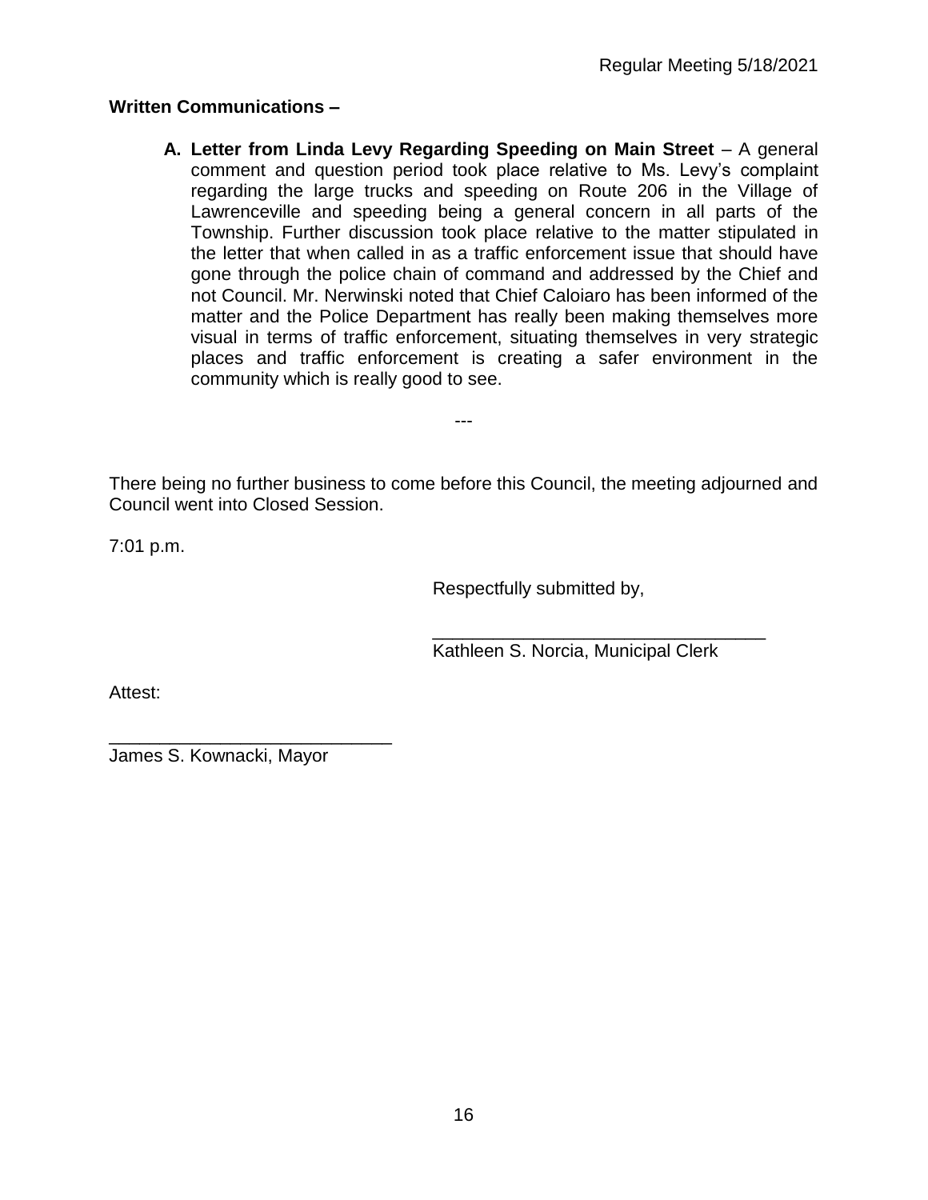**Written Communications –**

**A. Letter from Linda Levy Regarding Speeding on Main Street** – A general comment and question period took place relative to Ms. Levy's complaint regarding the large trucks and speeding on Route 206 in the Village of Lawrenceville and speeding being a general concern in all parts of the Township. Further discussion took place relative to the matter stipulated in the letter that when called in as a traffic enforcement issue that should have gone through the police chain of command and addressed by the Chief and not Council. Mr. Nerwinski noted that Chief Caloiaro has been informed of the matter and the Police Department has really been making themselves more visual in terms of traffic enforcement, situating themselves in very strategic places and traffic enforcement is creating a safer environment in the community which is really good to see.

---

There being no further business to come before this Council, the meeting adjourned and Council went into Closed Session.

7:01 p.m.

Respectfully submitted by,

\_\_\_\_\_\_\_\_\_\_\_\_\_\_\_\_\_\_\_\_\_\_\_\_\_\_\_\_\_\_\_\_\_\_

Kathleen S. Norcia, Municipal Clerk

Attest:

\_\_\_\_\_\_\_\_\_\_\_\_\_\_\_\_\_\_\_\_\_\_\_\_\_\_\_\_

James S. Kownacki, Mayor